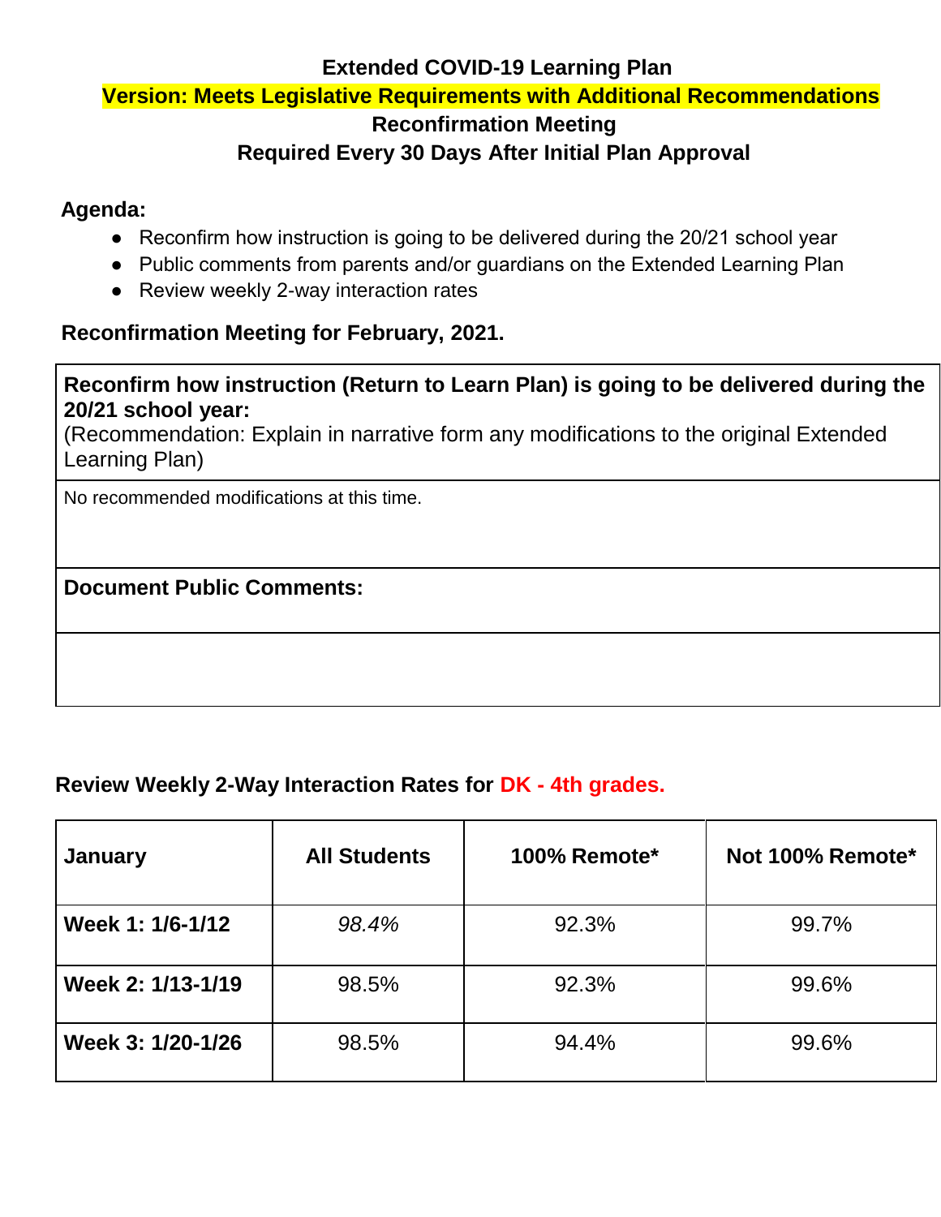# Extended COVID-19 Learning Plan

## Version: Meets Legislative Requirements with Additional Recommendations

## Reconfirmation Meeting

## Required Every 30 Days After Initial Plan Approval

**Agenda:**

- Reconfirm how instruction is going to be delivered during the 20/21 school year
- Public comments from parents and/or guardians on the Extended Learning Plan
- Review weekly 2-way interaction rates

**Reconfirmation Meeting for February, 2021.**

| **Reconfirm how instruction (Return to Learn Plan) is going to be delivered during the 20/21 school year:** (Recommendation: Explain in narrative form any modifications to the original Extended Learning Plan) |
|---|
| No recommended modifications at this time. |
| **Document Public Comments:** |
| |

**Review Weekly 2-Way Interaction Rates for DK - 4th grades.**

| January | All Students | 100% Remote* | Not 100% Remote* |
|---|---|---|---|
| **Week 1: 1/6-1/12** | *98.4%* | 92.3% | 99.7% |
| **Week 2: 1/13-1/19** | 98.5% | 92.3% | 99.6% |
| **Week 3: 1/20-1/26** | 98.5% | 94.4% | 99.6% |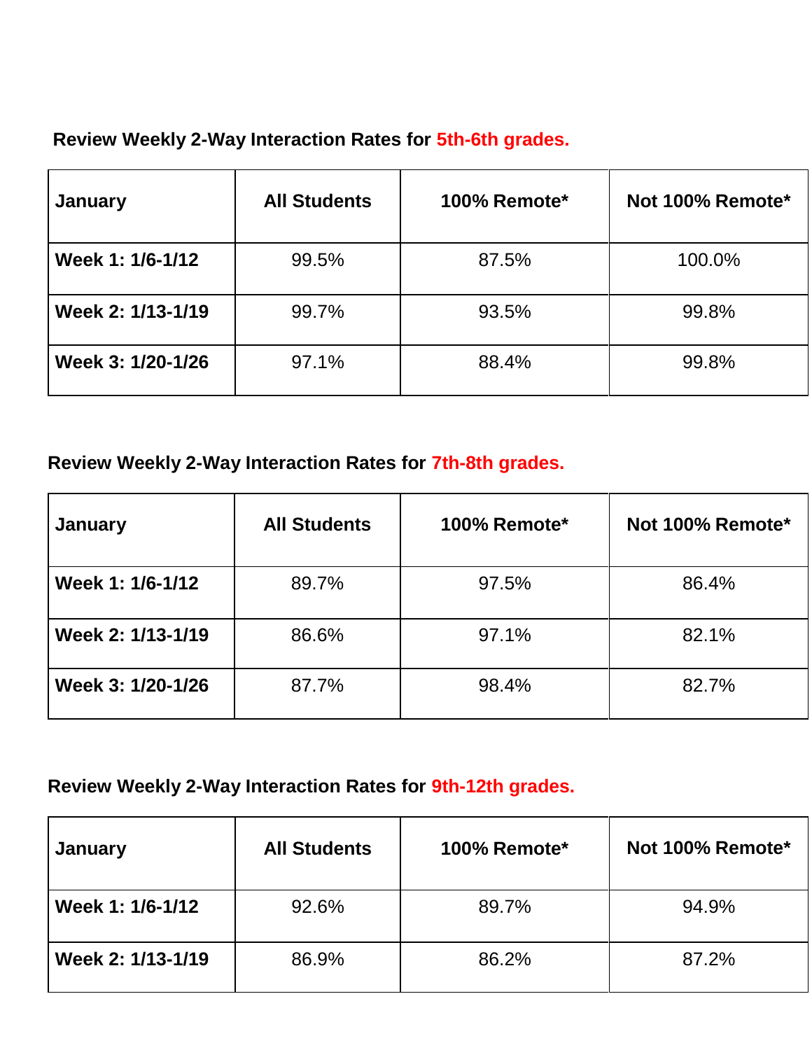**Review Weekly 2-Way Interaction Rates for 5th-6th grades.**

| January | All Students | 100% Remote* | Not 100% Remote* |
| --- | --- | --- | --- |
| **Week 1: 1/6-1/12** | 99.5% | 87.5% | 100.0% |
| **Week 2: 1/13-1/19** | 99.7% | 93.5% | 99.8% |
| **Week 3: 1/20-1/26** | 97.1% | 88.4% | 99.8% |

**Review Weekly 2-Way Interaction Rates for 7th-8th grades.**

| January | All Students | 100% Remote* | Not 100% Remote* |
| --- | --- | --- | --- |
| **Week 1: 1/6-1/12** | 89.7% | 97.5% | 86.4% |
| **Week 2: 1/13-1/19** | 86.6% | 97.1% | 82.1% |
| **Week 3: 1/20-1/26** | 87.7% | 98.4% | 82.7% |

**Review Weekly 2-Way Interaction Rates for 9th-12th grades.**

| January | All Students | 100% Remote* | Not 100% Remote* |
| --- | --- | --- | --- |
| **Week 1: 1/6-1/12** | 92.6% | 89.7% | 94.9% |
| **Week 2: 1/13-1/19** | 86.9% | 86.2% | 87.2% |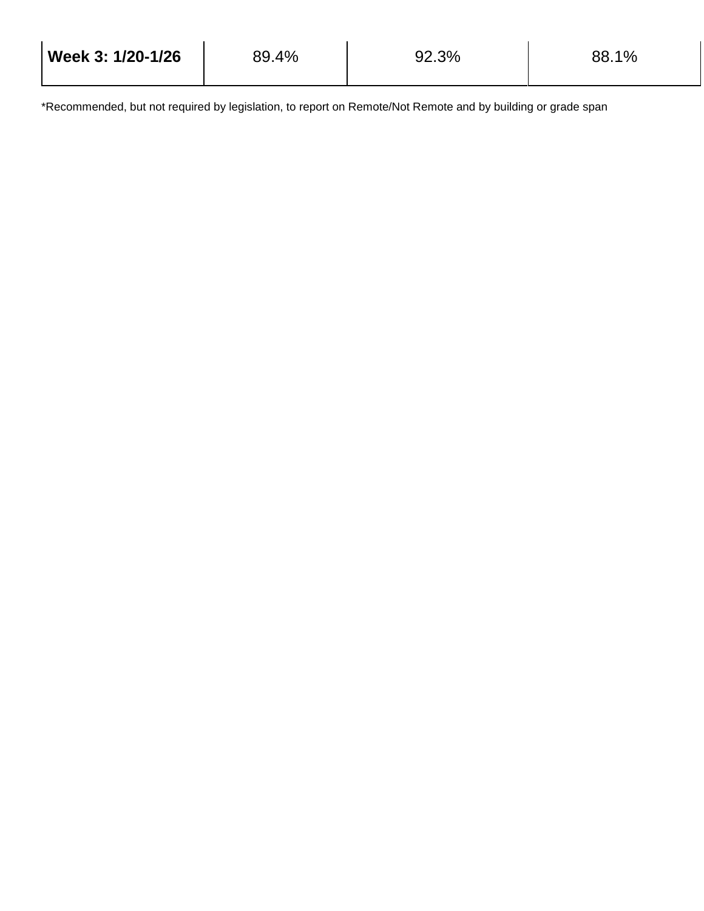| | | | |
|---|---|---|---|
| **Week 3: 1/20-1/26** | 89.4% | 92.3% | 88.1% |

*Recommended, but not required by legislation, to report on Remote/Not Remote and by building or grade span